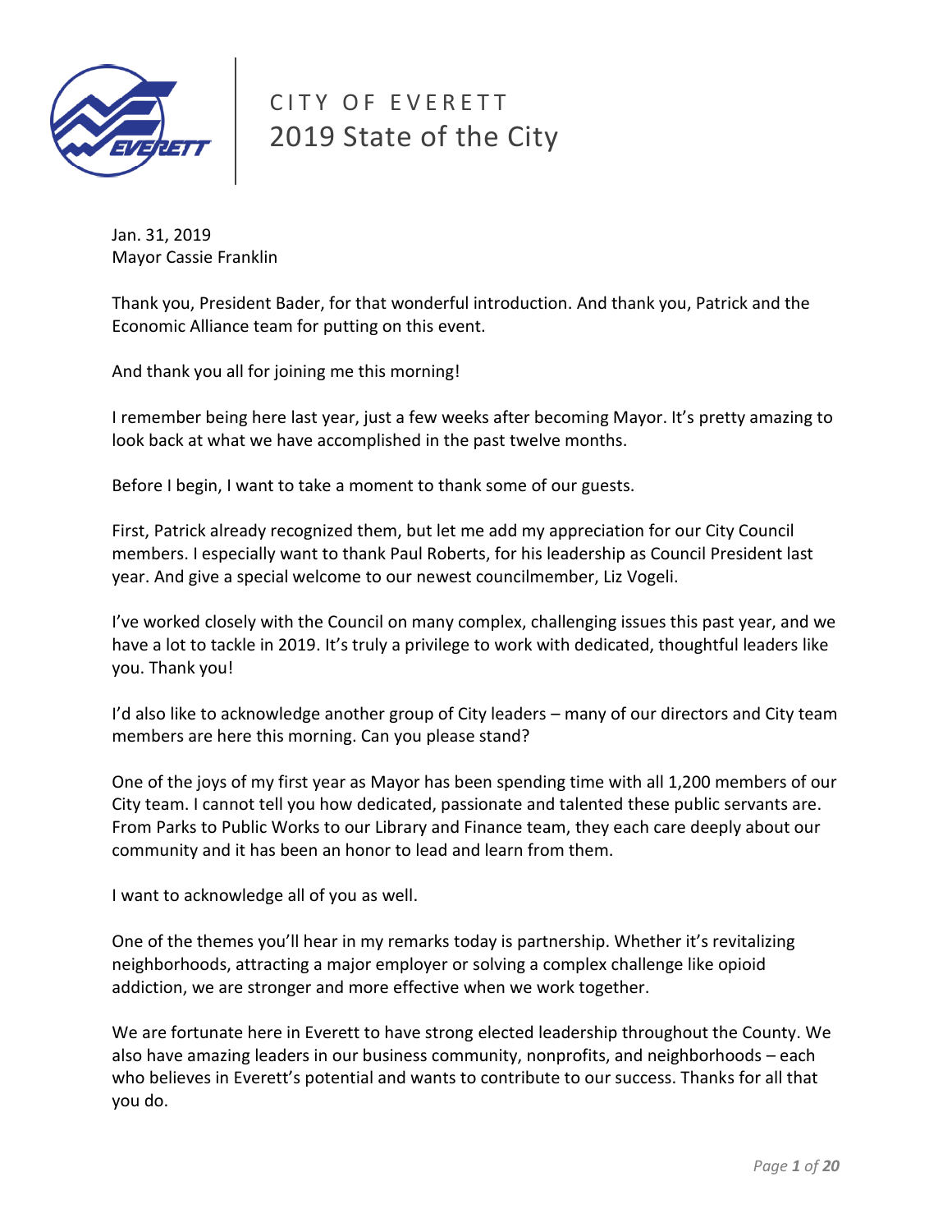# CITY OF EVERETT
## 2019 State of the City

Jan. 31, 2019
Mayor Cassie Franklin

Thank you, President Bader, for that wonderful introduction. And thank you, Patrick and the Economic Alliance team for putting on this event.

And thank you all for joining me this morning!

I remember being here last year, just a few weeks after becoming Mayor. It's pretty amazing to look back at what we have accomplished in the past twelve months.

Before I begin, I want to take a moment to thank some of our guests.

First, Patrick already recognized them, but let me add my appreciation for our City Council members. I especially want to thank Paul Roberts, for his leadership as Council President last year. And give a special welcome to our newest councilmember, Liz Vogeli.

I've worked closely with the Council on many complex, challenging issues this past year, and we have a lot to tackle in 2019. It's truly a privilege to work with dedicated, thoughtful leaders like you. Thank you!

I'd also like to acknowledge another group of City leaders – many of our directors and City team members are here this morning. Can you please stand?

One of the joys of my first year as Mayor has been spending time with all 1,200 members of our City team. I cannot tell you how dedicated, passionate and talented these public servants are. From Parks to Public Works to our Library and Finance team, they each care deeply about our community and it has been an honor to lead and learn from them.

I want to acknowledge all of you as well.

One of the themes you'll hear in my remarks today is partnership. Whether it's revitalizing neighborhoods, attracting a major employer or solving a complex challenge like opioid addiction, we are stronger and more effective when we work together.

We are fortunate here in Everett to have strong elected leadership throughout the County. We also have amazing leaders in our business community, nonprofits, and neighborhoods – each who believes in Everett's potential and wants to contribute to our success. Thanks for all that you do.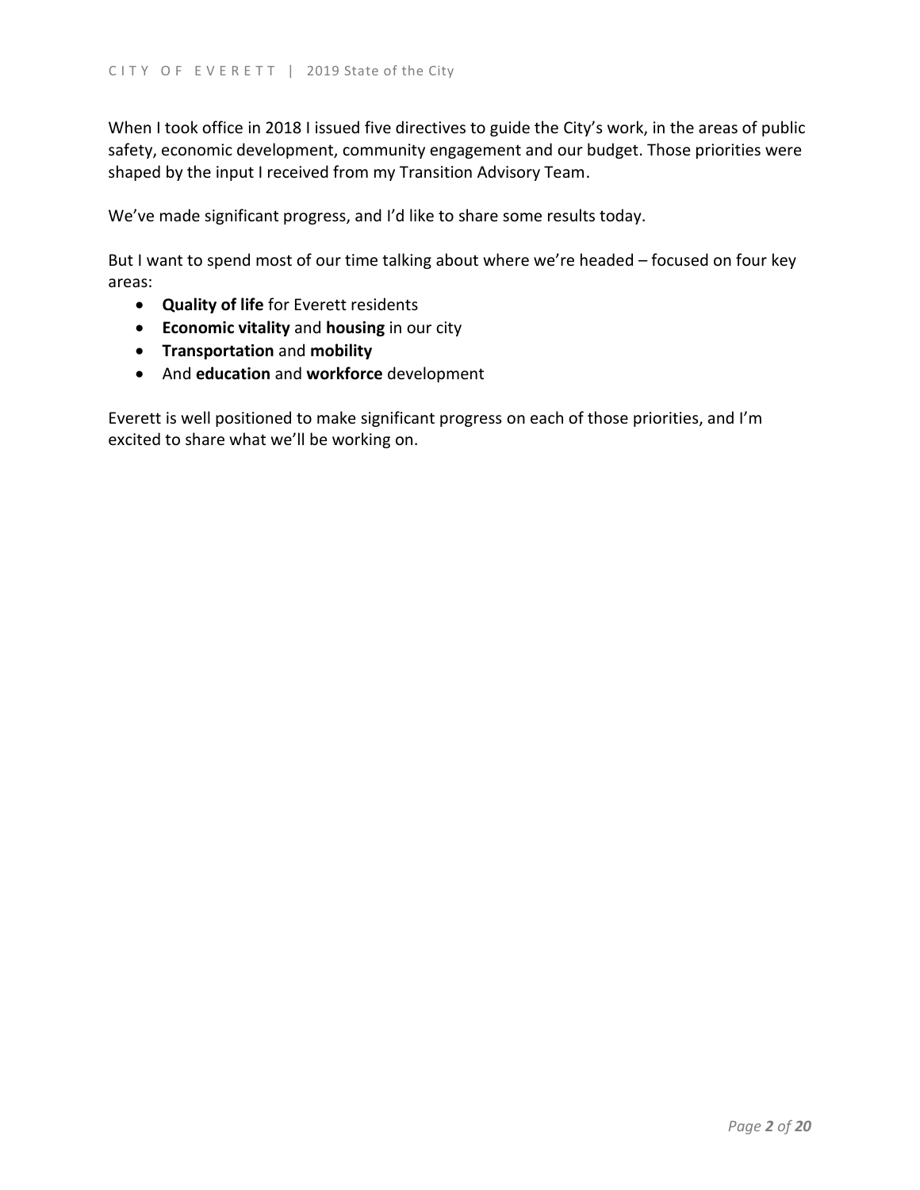When I took office in 2018 I issued five directives to guide the City's work, in the areas of public safety, economic development, community engagement and our budget. Those priorities were shaped by the input I received from my Transition Advisory Team.

We've made significant progress, and I'd like to share some results today.

But I want to spend most of our time talking about where we're headed – focused on four key areas:

- **Quality of life** for Everett residents
- **Economic vitality** and **housing** in our city
- **Transportation** and **mobility**
- And **education** and **workforce** development

Everett is well positioned to make significant progress on each of those priorities, and I'm excited to share what we'll be working on.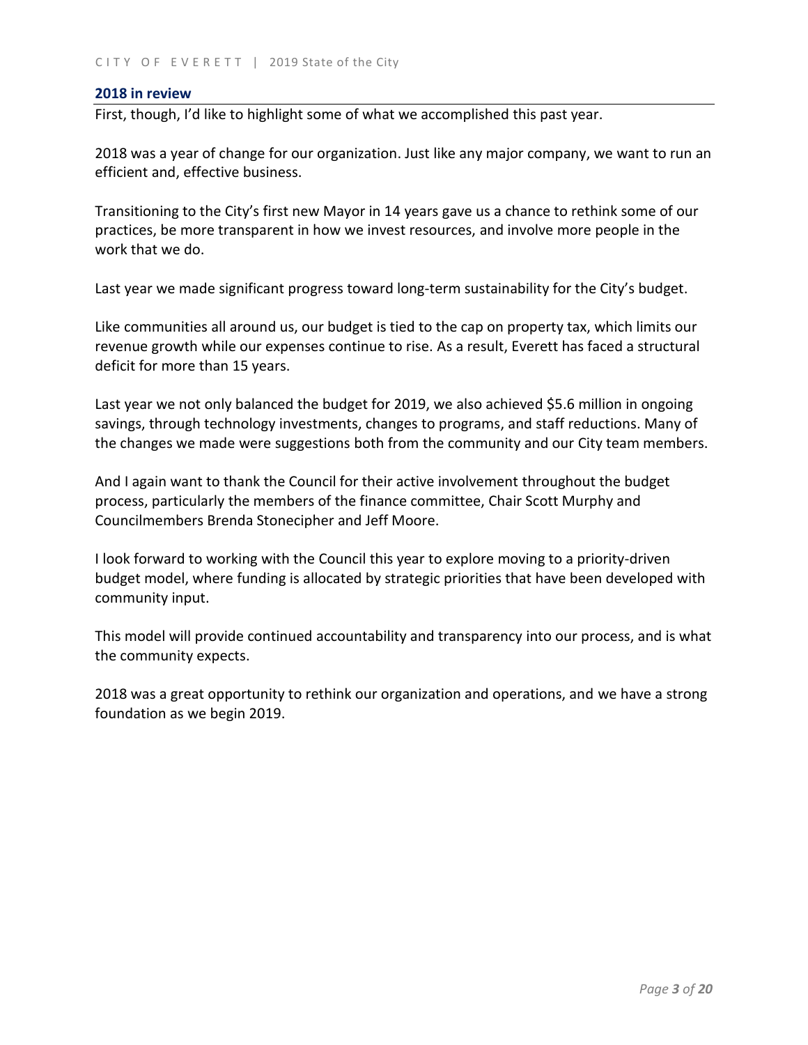## 2018 in review

First, though, I'd like to highlight some of what we accomplished this past year.

2018 was a year of change for our organization. Just like any major company, we want to run an efficient and, effective business.

Transitioning to the City's first new Mayor in 14 years gave us a chance to rethink some of our practices, be more transparent in how we invest resources, and involve more people in the work that we do.

Last year we made significant progress toward long-term sustainability for the City's budget.

Like communities all around us, our budget is tied to the cap on property tax, which limits our revenue growth while our expenses continue to rise. As a result, Everett has faced a structural deficit for more than 15 years.

Last year we not only balanced the budget for 2019, we also achieved $5.6 million in ongoing savings, through technology investments, changes to programs, and staff reductions. Many of the changes we made were suggestions both from the community and our City team members.

And I again want to thank the Council for their active involvement throughout the budget process, particularly the members of the finance committee, Chair Scott Murphy and Councilmembers Brenda Stonecipher and Jeff Moore.

I look forward to working with the Council this year to explore moving to a priority-driven budget model, where funding is allocated by strategic priorities that have been developed with community input.

This model will provide continued accountability and transparency into our process, and is what the community expects.

2018 was a great opportunity to rethink our organization and operations, and we have a strong foundation as we begin 2019.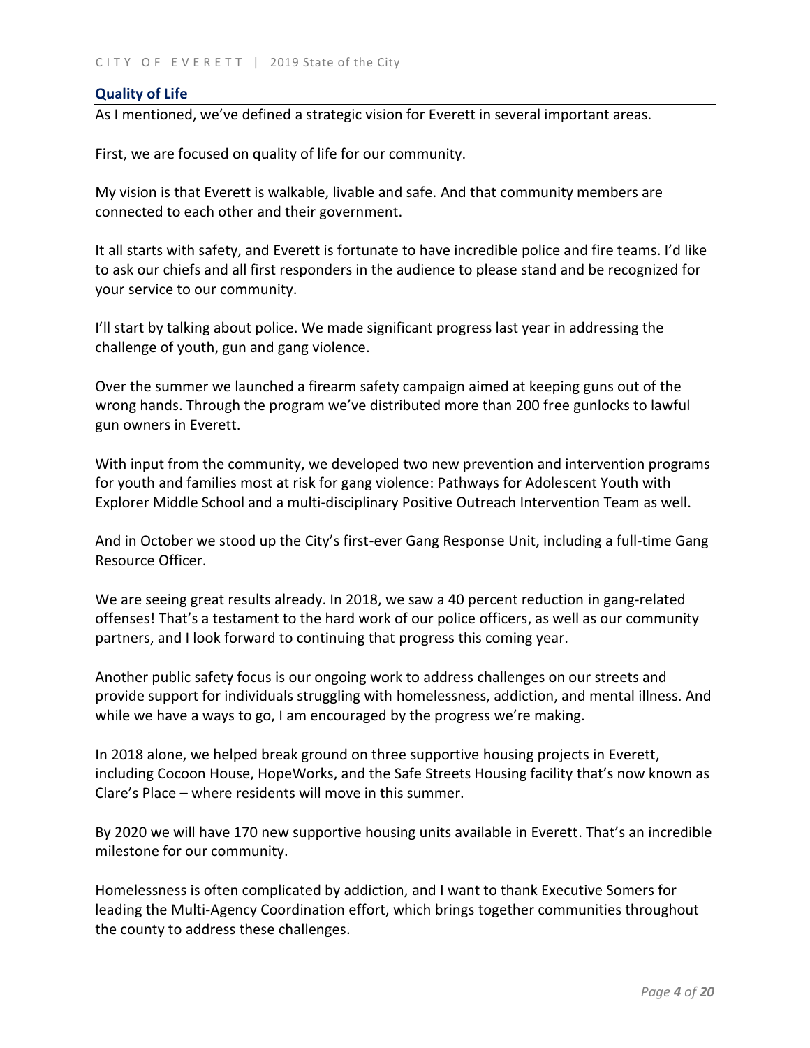## Quality of Life

As I mentioned, we've defined a strategic vision for Everett in several important areas.

First, we are focused on quality of life for our community.

My vision is that Everett is walkable, livable and safe. And that community members are connected to each other and their government.

It all starts with safety, and Everett is fortunate to have incredible police and fire teams. I'd like to ask our chiefs and all first responders in the audience to please stand and be recognized for your service to our community.

I'll start by talking about police. We made significant progress last year in addressing the challenge of youth, gun and gang violence.

Over the summer we launched a firearm safety campaign aimed at keeping guns out of the wrong hands. Through the program we've distributed more than 200 free gunlocks to lawful gun owners in Everett.

With input from the community, we developed two new prevention and intervention programs for youth and families most at risk for gang violence: Pathways for Adolescent Youth with Explorer Middle School and a multi-disciplinary Positive Outreach Intervention Team as well.

And in October we stood up the City's first-ever Gang Response Unit, including a full-time Gang Resource Officer.

We are seeing great results already. In 2018, we saw a 40 percent reduction in gang-related offenses! That's a testament to the hard work of our police officers, as well as our community partners, and I look forward to continuing that progress this coming year.

Another public safety focus is our ongoing work to address challenges on our streets and provide support for individuals struggling with homelessness, addiction, and mental illness. And while we have a ways to go, I am encouraged by the progress we're making.

In 2018 alone, we helped break ground on three supportive housing projects in Everett, including Cocoon House, HopeWorks, and the Safe Streets Housing facility that's now known as Clare's Place – where residents will move in this summer.

By 2020 we will have 170 new supportive housing units available in Everett. That's an incredible milestone for our community.

Homelessness is often complicated by addiction, and I want to thank Executive Somers for leading the Multi-Agency Coordination effort, which brings together communities throughout the county to address these challenges.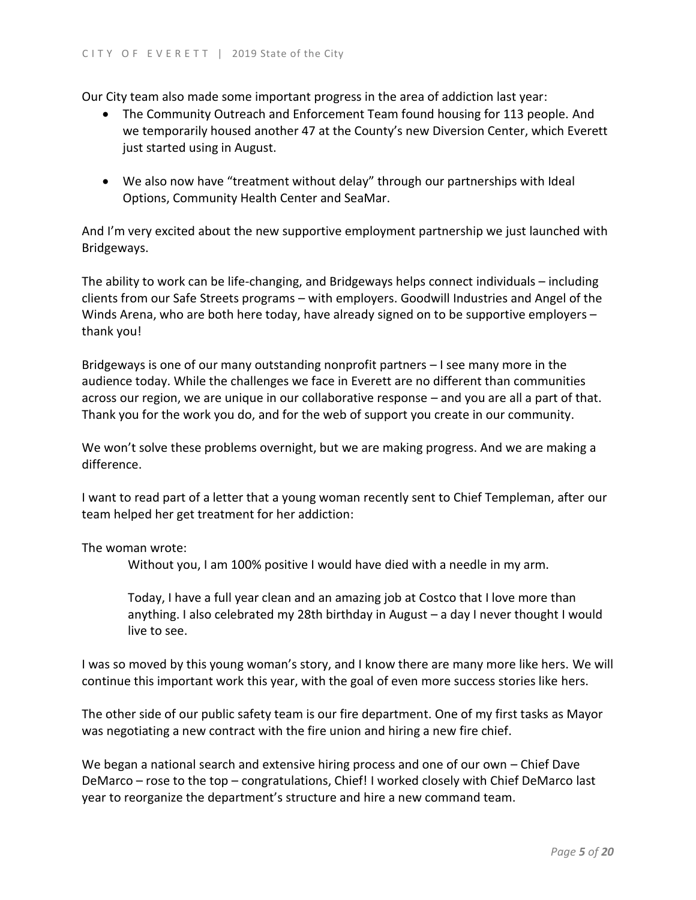Our City team also made some important progress in the area of addiction last year:

- The Community Outreach and Enforcement Team found housing for 113 people. And we temporarily housed another 47 at the County's new Diversion Center, which Everett just started using in August.

- We also now have "treatment without delay" through our partnerships with Ideal Options, Community Health Center and SeaMar.

And I'm very excited about the new supportive employment partnership we just launched with Bridgeways.

The ability to work can be life-changing, and Bridgeways helps connect individuals – including clients from our Safe Streets programs – with employers. Goodwill Industries and Angel of the Winds Arena, who are both here today, have already signed on to be supportive employers – thank you!

Bridgeways is one of our many outstanding nonprofit partners – I see many more in the audience today. While the challenges we face in Everett are no different than communities across our region, we are unique in our collaborative response – and you are all a part of that. Thank you for the work you do, and for the web of support you create in our community.

We won't solve these problems overnight, but we are making progress. And we are making a difference.

I want to read part of a letter that a young woman recently sent to Chief Templeman, after our team helped her get treatment for her addiction:

The woman wrote:

> Without you, I am 100% positive I would have died with a needle in my arm.
>
> Today, I have a full year clean and an amazing job at Costco that I love more than anything. I also celebrated my 28th birthday in August – a day I never thought I would live to see.

I was so moved by this young woman's story, and I know there are many more like hers. We will continue this important work this year, with the goal of even more success stories like hers.

The other side of our public safety team is our fire department. One of my first tasks as Mayor was negotiating a new contract with the fire union and hiring a new fire chief.

We began a national search and extensive hiring process and one of our own – Chief Dave DeMarco – rose to the top – congratulations, Chief! I worked closely with Chief DeMarco last year to reorganize the department's structure and hire a new command team.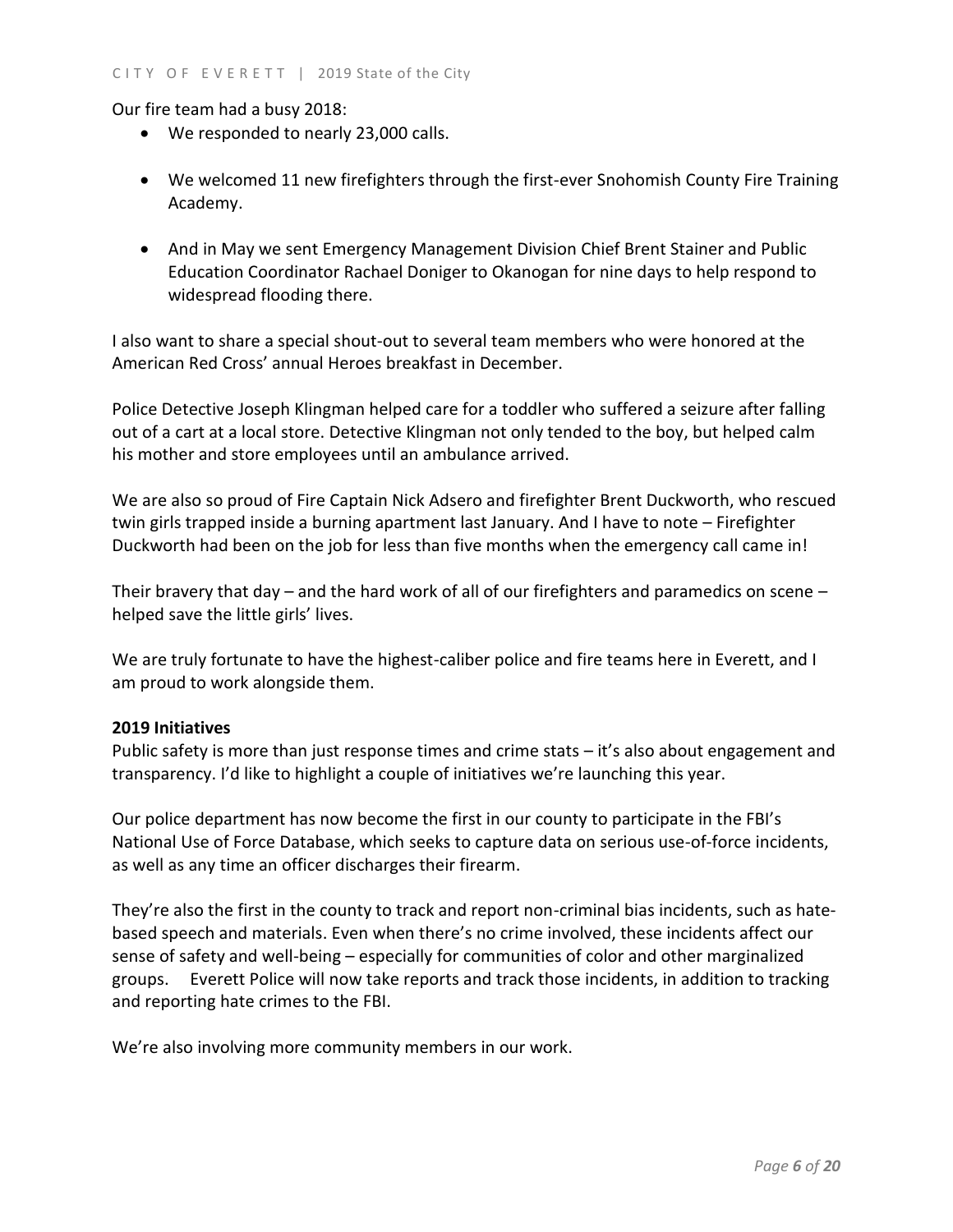Our fire team had a busy 2018:

- We responded to nearly 23,000 calls.
- We welcomed 11 new firefighters through the first-ever Snohomish County Fire Training Academy.
- And in May we sent Emergency Management Division Chief Brent Stainer and Public Education Coordinator Rachael Doniger to Okanogan for nine days to help respond to widespread flooding there.

I also want to share a special shout-out to several team members who were honored at the American Red Cross' annual Heroes breakfast in December.

Police Detective Joseph Klingman helped care for a toddler who suffered a seizure after falling out of a cart at a local store. Detective Klingman not only tended to the boy, but helped calm his mother and store employees until an ambulance arrived.

We are also so proud of Fire Captain Nick Adsero and firefighter Brent Duckworth, who rescued twin girls trapped inside a burning apartment last January. And I have to note – Firefighter Duckworth had been on the job for less than five months when the emergency call came in!

Their bravery that day – and the hard work of all of our firefighters and paramedics on scene – helped save the little girls' lives.

We are truly fortunate to have the highest-caliber police and fire teams here in Everett, and I am proud to work alongside them.

**2019 Initiatives**

Public safety is more than just response times and crime stats – it's also about engagement and transparency. I'd like to highlight a couple of initiatives we're launching this year.

Our police department has now become the first in our county to participate in the FBI's National Use of Force Database, which seeks to capture data on serious use-of-force incidents, as well as any time an officer discharges their firearm.

They're also the first in the county to track and report non-criminal bias incidents, such as hate-based speech and materials. Even when there's no crime involved, these incidents affect our sense of safety and well-being – especially for communities of color and other marginalized groups. Everett Police will now take reports and track those incidents, in addition to tracking and reporting hate crimes to the FBI.

We're also involving more community members in our work.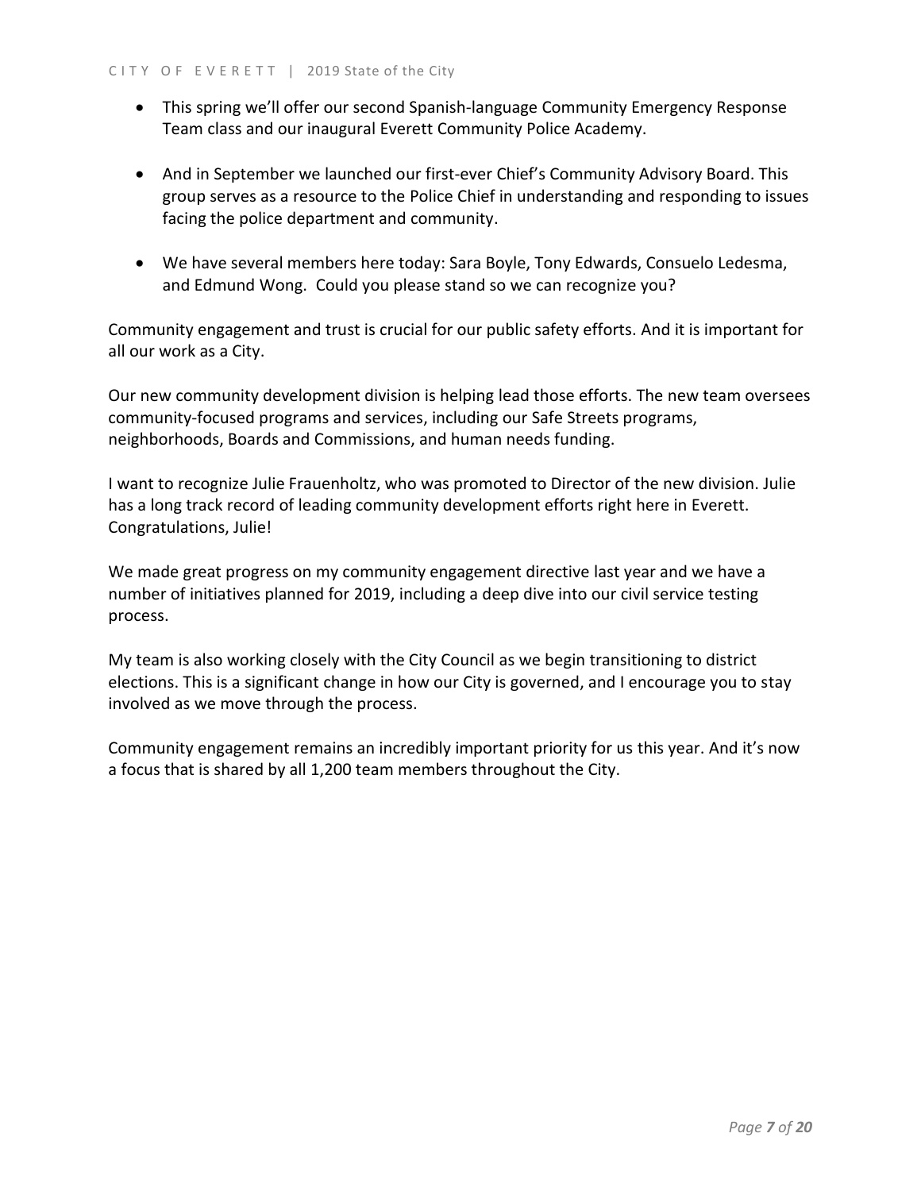- This spring we'll offer our second Spanish-language Community Emergency Response Team class and our inaugural Everett Community Police Academy.

- And in September we launched our first-ever Chief's Community Advisory Board. This group serves as a resource to the Police Chief in understanding and responding to issues facing the police department and community.

- We have several members here today: Sara Boyle, Tony Edwards, Consuelo Ledesma, and Edmund Wong. Could you please stand so we can recognize you?

Community engagement and trust is crucial for our public safety efforts. And it is important for all our work as a City.

Our new community development division is helping lead those efforts. The new team oversees community-focused programs and services, including our Safe Streets programs, neighborhoods, Boards and Commissions, and human needs funding.

I want to recognize Julie Frauenholtz, who was promoted to Director of the new division. Julie has a long track record of leading community development efforts right here in Everett. Congratulations, Julie!

We made great progress on my community engagement directive last year and we have a number of initiatives planned for 2019, including a deep dive into our civil service testing process.

My team is also working closely with the City Council as we begin transitioning to district elections. This is a significant change in how our City is governed, and I encourage you to stay involved as we move through the process.

Community engagement remains an incredibly important priority for us this year. And it's now a focus that is shared by all 1,200 team members throughout the City.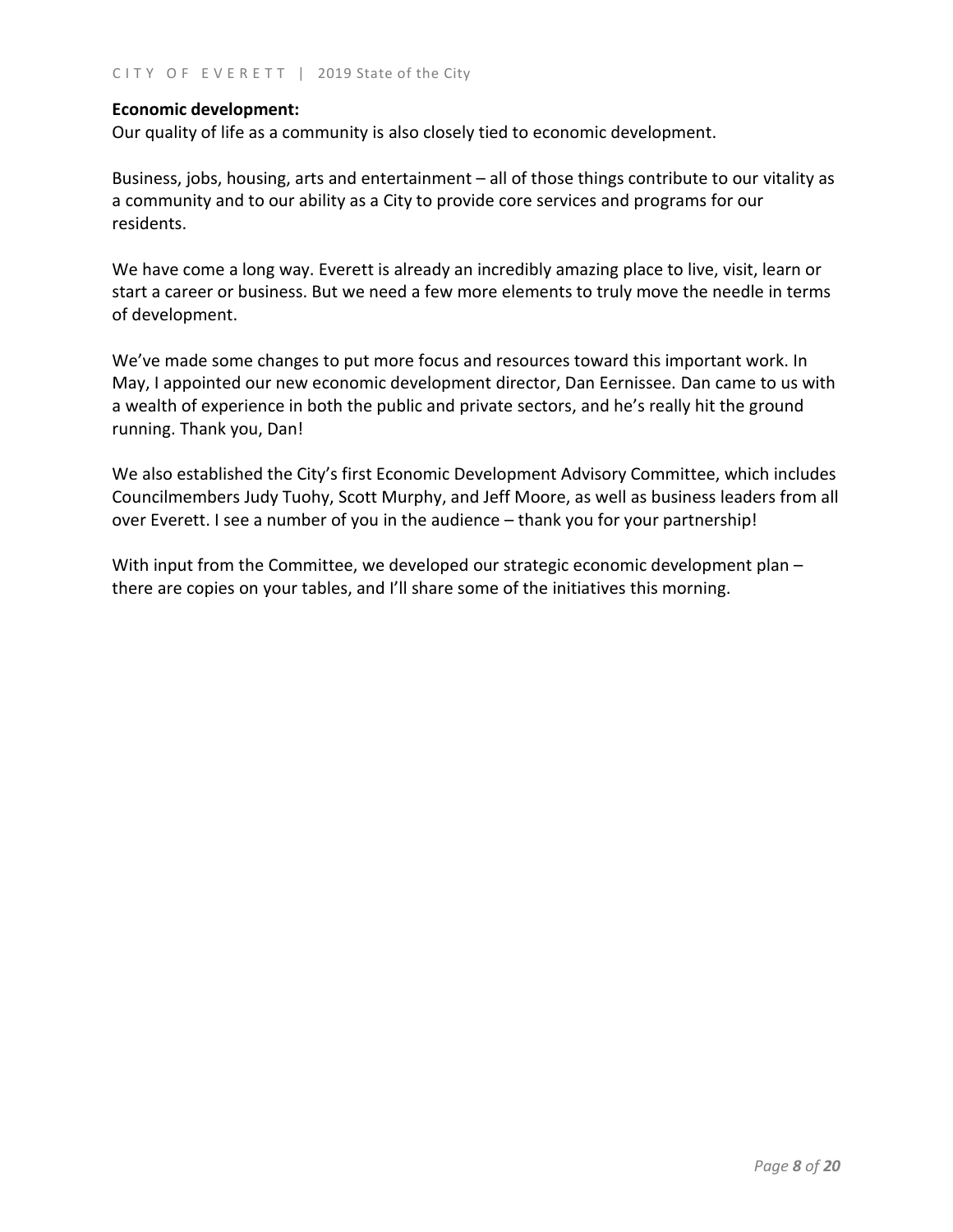**Economic development:**

Our quality of life as a community is also closely tied to economic development.

Business, jobs, housing, arts and entertainment – all of those things contribute to our vitality as a community and to our ability as a City to provide core services and programs for our residents.

We have come a long way. Everett is already an incredibly amazing place to live, visit, learn or start a career or business. But we need a few more elements to truly move the needle in terms of development.

We've made some changes to put more focus and resources toward this important work. In May, I appointed our new economic development director, Dan Eernissee. Dan came to us with a wealth of experience in both the public and private sectors, and he's really hit the ground running. Thank you, Dan!

We also established the City's first Economic Development Advisory Committee, which includes Councilmembers Judy Tuohy, Scott Murphy, and Jeff Moore, as well as business leaders from all over Everett. I see a number of you in the audience – thank you for your partnership!

With input from the Committee, we developed our strategic economic development plan – there are copies on your tables, and I'll share some of the initiatives this morning.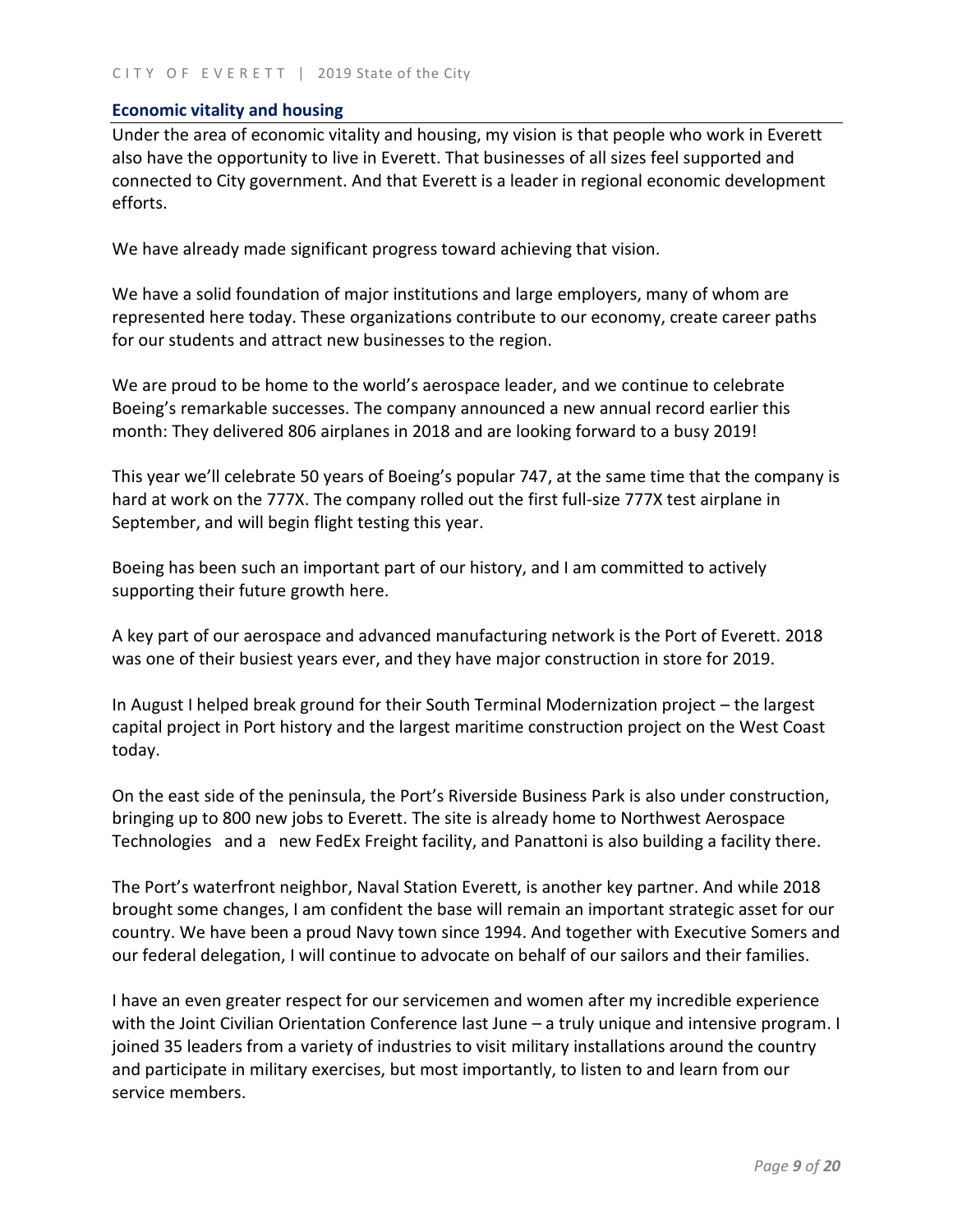## Economic vitality and housing

Under the area of economic vitality and housing, my vision is that people who work in Everett also have the opportunity to live in Everett. That businesses of all sizes feel supported and connected to City government. And that Everett is a leader in regional economic development efforts.

We have already made significant progress toward achieving that vision.

We have a solid foundation of major institutions and large employers, many of whom are represented here today. These organizations contribute to our economy, create career paths for our students and attract new businesses to the region.

We are proud to be home to the world's aerospace leader, and we continue to celebrate Boeing's remarkable successes. The company announced a new annual record earlier this month: They delivered 806 airplanes in 2018 and are looking forward to a busy 2019!

This year we'll celebrate 50 years of Boeing's popular 747, at the same time that the company is hard at work on the 777X. The company rolled out the first full-size 777X test airplane in September, and will begin flight testing this year.

Boeing has been such an important part of our history, and I am committed to actively supporting their future growth here.

A key part of our aerospace and advanced manufacturing network is the Port of Everett. 2018 was one of their busiest years ever, and they have major construction in store for 2019.

In August I helped break ground for their South Terminal Modernization project – the largest capital project in Port history and the largest maritime construction project on the West Coast today.

On the east side of the peninsula, the Port's Riverside Business Park is also under construction, bringing up to 800 new jobs to Everett. The site is already home to Northwest Aerospace Technologies and a new FedEx Freight facility, and Panattoni is also building a facility there.

The Port's waterfront neighbor, Naval Station Everett, is another key partner. And while 2018 brought some changes, I am confident the base will remain an important strategic asset for our country. We have been a proud Navy town since 1994. And together with Executive Somers and our federal delegation, I will continue to advocate on behalf of our sailors and their families.

I have an even greater respect for our servicemen and women after my incredible experience with the Joint Civilian Orientation Conference last June – a truly unique and intensive program. I joined 35 leaders from a variety of industries to visit military installations around the country and participate in military exercises, but most importantly, to listen to and learn from our service members.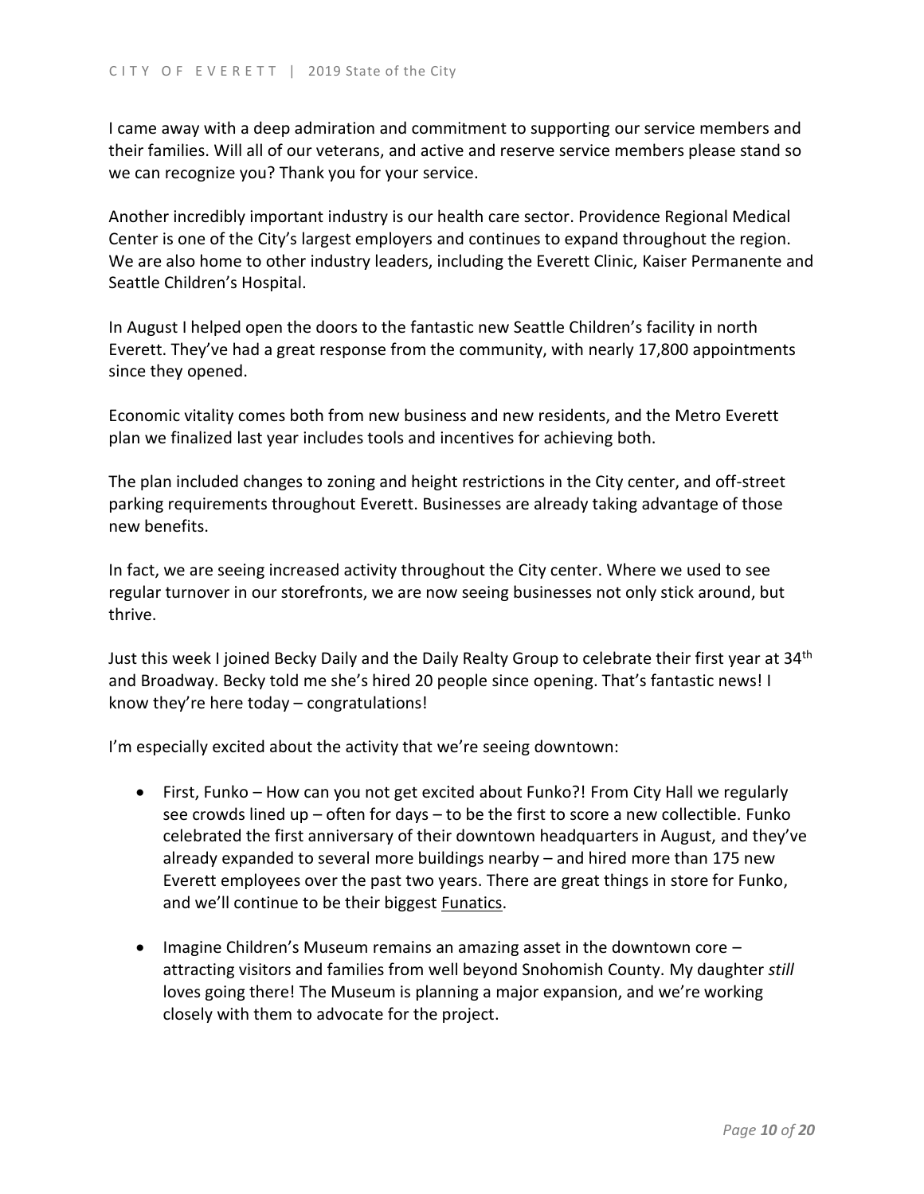I came away with a deep admiration and commitment to supporting our service members and their families. Will all of our veterans, and active and reserve service members please stand so we can recognize you? Thank you for your service.

Another incredibly important industry is our health care sector. Providence Regional Medical Center is one of the City's largest employers and continues to expand throughout the region. We are also home to other industry leaders, including the Everett Clinic, Kaiser Permanente and Seattle Children's Hospital.

In August I helped open the doors to the fantastic new Seattle Children's facility in north Everett. They've had a great response from the community, with nearly 17,800 appointments since they opened.

Economic vitality comes both from new business and new residents, and the Metro Everett plan we finalized last year includes tools and incentives for achieving both.

The plan included changes to zoning and height restrictions in the City center, and off-street parking requirements throughout Everett. Businesses are already taking advantage of those new benefits.

In fact, we are seeing increased activity throughout the City center. Where we used to see regular turnover in our storefronts, we are now seeing businesses not only stick around, but thrive.

Just this week I joined Becky Daily and the Daily Realty Group to celebrate their first year at 34th and Broadway. Becky told me she's hired 20 people since opening. That's fantastic news! I know they're here today – congratulations!

I'm especially excited about the activity that we're seeing downtown:

- First, Funko – How can you not get excited about Funko?! From City Hall we regularly see crowds lined up – often for days – to be the first to score a new collectible. Funko celebrated the first anniversary of their downtown headquarters in August, and they've already expanded to several more buildings nearby – and hired more than 175 new Everett employees over the past two years. There are great things in store for Funko, and we'll continue to be their biggest Funatics.

- Imagine Children's Museum remains an amazing asset in the downtown core – attracting visitors and families from well beyond Snohomish County. My daughter *still* loves going there! The Museum is planning a major expansion, and we're working closely with them to advocate for the project.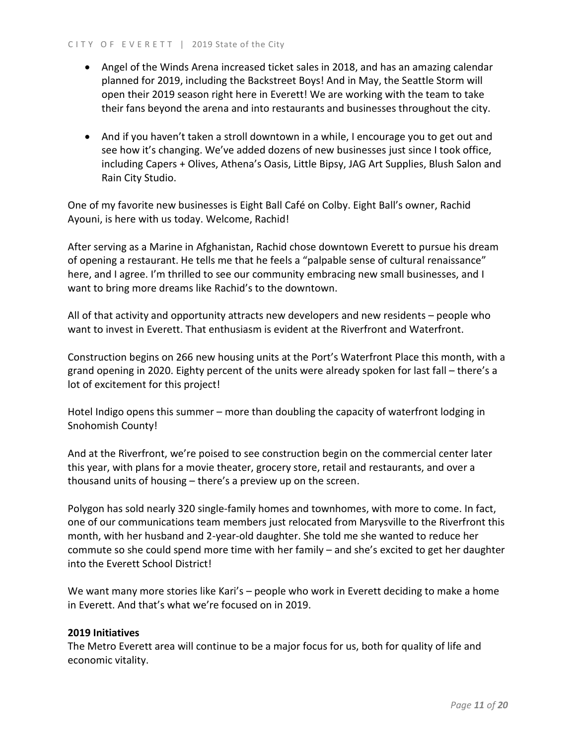- Angel of the Winds Arena increased ticket sales in 2018, and has an amazing calendar planned for 2019, including the Backstreet Boys! And in May, the Seattle Storm will open their 2019 season right here in Everett! We are working with the team to take their fans beyond the arena and into restaurants and businesses throughout the city.

- And if you haven't taken a stroll downtown in a while, I encourage you to get out and see how it's changing. We've added dozens of new businesses just since I took office, including Capers + Olives, Athena's Oasis, Little Bipsy, JAG Art Supplies, Blush Salon and Rain City Studio.

One of my favorite new businesses is Eight Ball Café on Colby. Eight Ball's owner, Rachid Ayouni, is here with us today. Welcome, Rachid!

After serving as a Marine in Afghanistan, Rachid chose downtown Everett to pursue his dream of opening a restaurant. He tells me that he feels a "palpable sense of cultural renaissance" here, and I agree. I'm thrilled to see our community embracing new small businesses, and I want to bring more dreams like Rachid's to the downtown.

All of that activity and opportunity attracts new developers and new residents – people who want to invest in Everett. That enthusiasm is evident at the Riverfront and Waterfront.

Construction begins on 266 new housing units at the Port's Waterfront Place this month, with a grand opening in 2020. Eighty percent of the units were already spoken for last fall – there's a lot of excitement for this project!

Hotel Indigo opens this summer – more than doubling the capacity of waterfront lodging in Snohomish County!

And at the Riverfront, we're poised to see construction begin on the commercial center later this year, with plans for a movie theater, grocery store, retail and restaurants, and over a thousand units of housing – there's a preview up on the screen.

Polygon has sold nearly 320 single-family homes and townhomes, with more to come. In fact, one of our communications team members just relocated from Marysville to the Riverfront this month, with her husband and 2-year-old daughter. She told me she wanted to reduce her commute so she could spend more time with her family – and she's excited to get her daughter into the Everett School District!

We want many more stories like Kari's – people who work in Everett deciding to make a home in Everett. And that's what we're focused on in 2019.

**2019 Initiatives**

The Metro Everett area will continue to be a major focus for us, both for quality of life and economic vitality.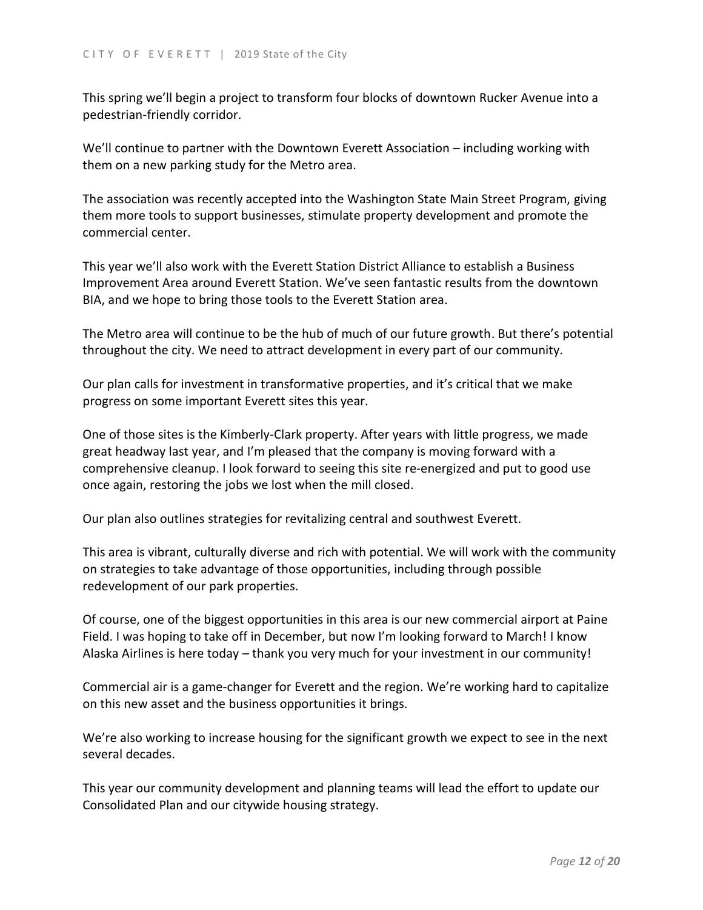This spring we'll begin a project to transform four blocks of downtown Rucker Avenue into a pedestrian-friendly corridor.

We'll continue to partner with the Downtown Everett Association – including working with them on a new parking study for the Metro area.

The association was recently accepted into the Washington State Main Street Program, giving them more tools to support businesses, stimulate property development and promote the commercial center.

This year we'll also work with the Everett Station District Alliance to establish a Business Improvement Area around Everett Station. We've seen fantastic results from the downtown BIA, and we hope to bring those tools to the Everett Station area.

The Metro area will continue to be the hub of much of our future growth. But there's potential throughout the city. We need to attract development in every part of our community.

Our plan calls for investment in transformative properties, and it's critical that we make progress on some important Everett sites this year.

One of those sites is the Kimberly-Clark property. After years with little progress, we made great headway last year, and I'm pleased that the company is moving forward with a comprehensive cleanup. I look forward to seeing this site re-energized and put to good use once again, restoring the jobs we lost when the mill closed.

Our plan also outlines strategies for revitalizing central and southwest Everett.

This area is vibrant, culturally diverse and rich with potential. We will work with the community on strategies to take advantage of those opportunities, including through possible redevelopment of our park properties.

Of course, one of the biggest opportunities in this area is our new commercial airport at Paine Field. I was hoping to take off in December, but now I'm looking forward to March! I know Alaska Airlines is here today – thank you very much for your investment in our community!

Commercial air is a game-changer for Everett and the region. We're working hard to capitalize on this new asset and the business opportunities it brings.

We're also working to increase housing for the significant growth we expect to see in the next several decades.

This year our community development and planning teams will lead the effort to update our Consolidated Plan and our citywide housing strategy.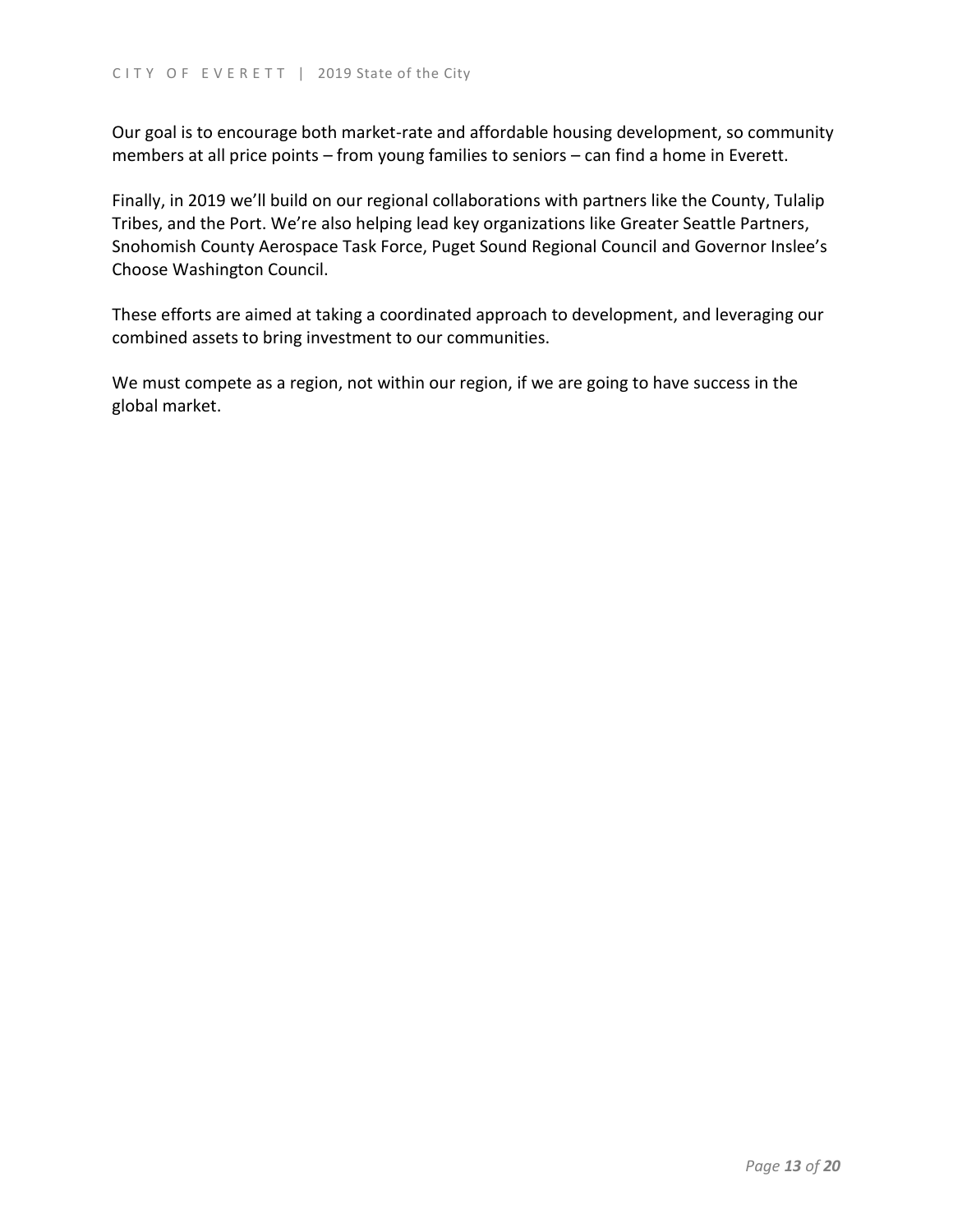Our goal is to encourage both market-rate and affordable housing development, so community members at all price points – from young families to seniors – can find a home in Everett.

Finally, in 2019 we'll build on our regional collaborations with partners like the County, Tulalip Tribes, and the Port. We're also helping lead key organizations like Greater Seattle Partners, Snohomish County Aerospace Task Force, Puget Sound Regional Council and Governor Inslee's Choose Washington Council.

These efforts are aimed at taking a coordinated approach to development, and leveraging our combined assets to bring investment to our communities.

We must compete as a region, not within our region, if we are going to have success in the global market.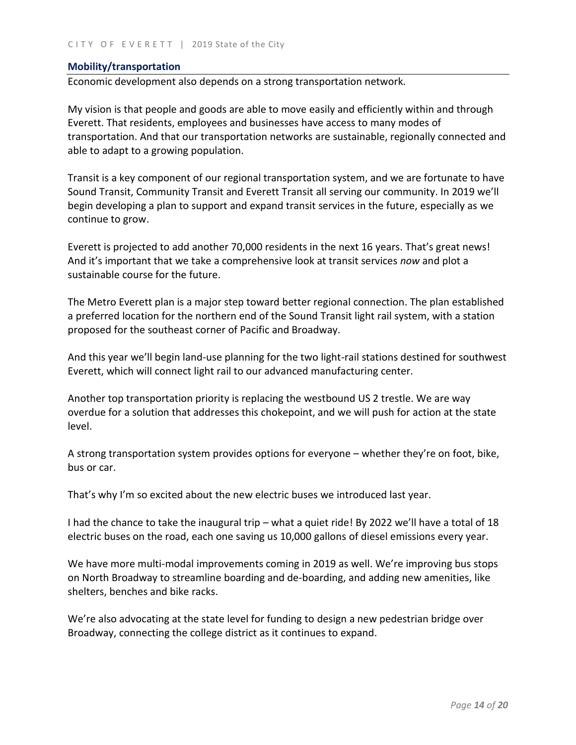## Mobility/transportation

Economic development also depends on a strong transportation network.

My vision is that people and goods are able to move easily and efficiently within and through Everett. That residents, employees and businesses have access to many modes of transportation. And that our transportation networks are sustainable, regionally connected and able to adapt to a growing population.

Transit is a key component of our regional transportation system, and we are fortunate to have Sound Transit, Community Transit and Everett Transit all serving our community. In 2019 we'll begin developing a plan to support and expand transit services in the future, especially as we continue to grow.

Everett is projected to add another 70,000 residents in the next 16 years. That's great news! And it's important that we take a comprehensive look at transit services *now* and plot a sustainable course for the future.

The Metro Everett plan is a major step toward better regional connection. The plan established a preferred location for the northern end of the Sound Transit light rail system, with a station proposed for the southeast corner of Pacific and Broadway.

And this year we'll begin land-use planning for the two light-rail stations destined for southwest Everett, which will connect light rail to our advanced manufacturing center.

Another top transportation priority is replacing the westbound US 2 trestle. We are way overdue for a solution that addresses this chokepoint, and we will push for action at the state level.

A strong transportation system provides options for everyone – whether they're on foot, bike, bus or car.

That's why I'm so excited about the new electric buses we introduced last year.

I had the chance to take the inaugural trip – what a quiet ride! By 2022 we'll have a total of 18 electric buses on the road, each one saving us 10,000 gallons of diesel emissions every year.

We have more multi-modal improvements coming in 2019 as well. We're improving bus stops on North Broadway to streamline boarding and de-boarding, and adding new amenities, like shelters, benches and bike racks.

We're also advocating at the state level for funding to design a new pedestrian bridge over Broadway, connecting the college district as it continues to expand.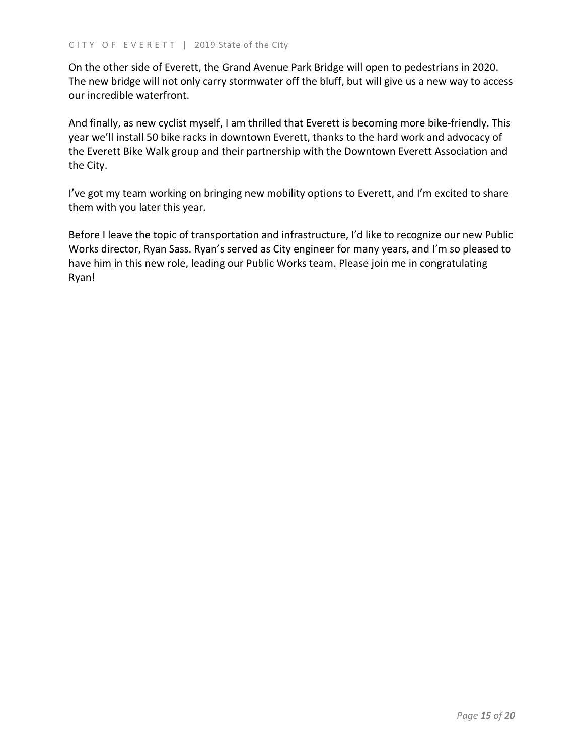On the other side of Everett, the Grand Avenue Park Bridge will open to pedestrians in 2020. The new bridge will not only carry stormwater off the bluff, but will give us a new way to access our incredible waterfront.

And finally, as new cyclist myself, I am thrilled that Everett is becoming more bike-friendly. This year we'll install 50 bike racks in downtown Everett, thanks to the hard work and advocacy of the Everett Bike Walk group and their partnership with the Downtown Everett Association and the City.

I've got my team working on bringing new mobility options to Everett, and I'm excited to share them with you later this year.

Before I leave the topic of transportation and infrastructure, I'd like to recognize our new Public Works director, Ryan Sass. Ryan's served as City engineer for many years, and I'm so pleased to have him in this new role, leading our Public Works team. Please join me in congratulating Ryan!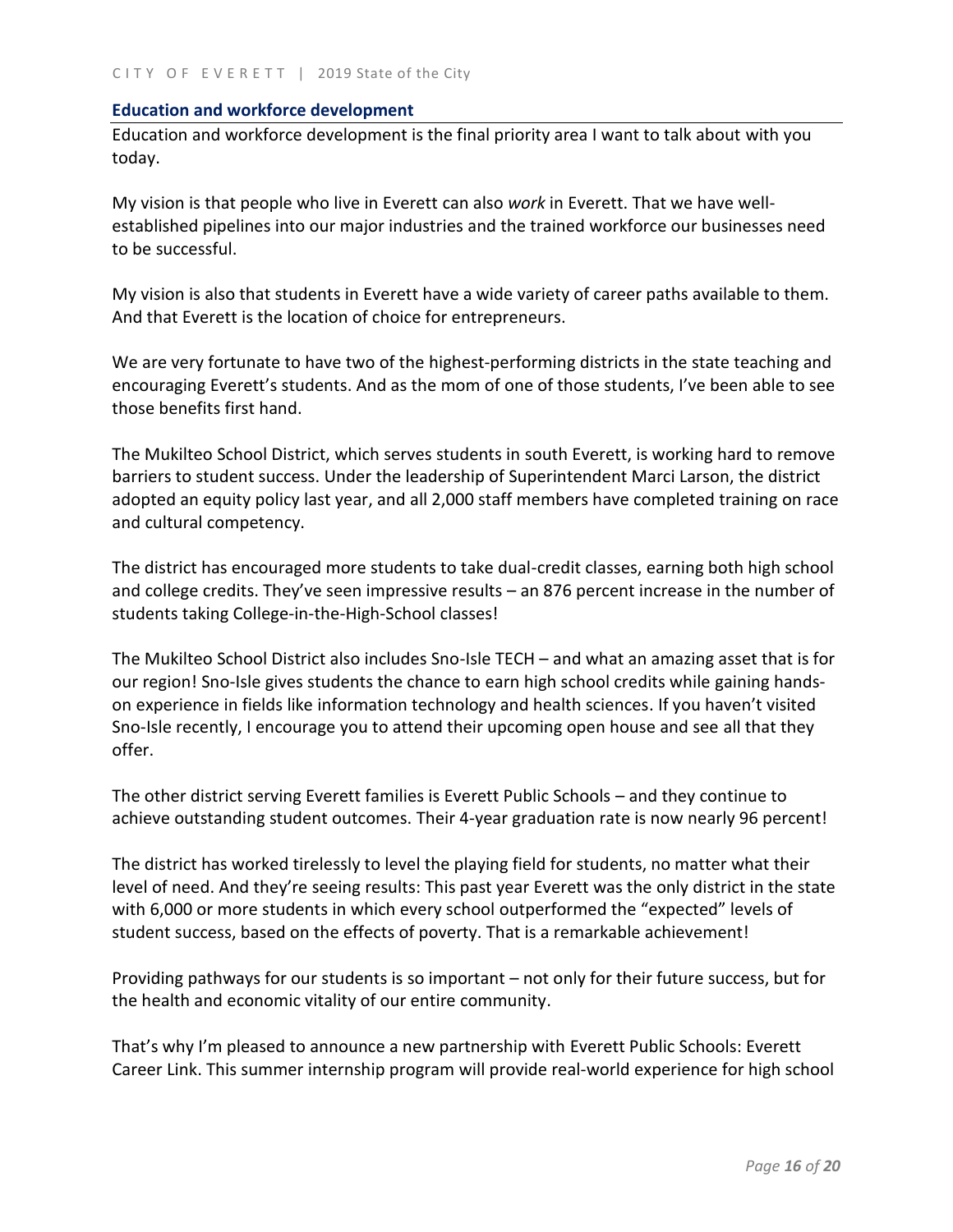## Education and workforce development

Education and workforce development is the final priority area I want to talk about with you today.

My vision is that people who live in Everett can also *work* in Everett. That we have well-established pipelines into our major industries and the trained workforce our businesses need to be successful.

My vision is also that students in Everett have a wide variety of career paths available to them. And that Everett is the location of choice for entrepreneurs.

We are very fortunate to have two of the highest-performing districts in the state teaching and encouraging Everett's students. And as the mom of one of those students, I've been able to see those benefits first hand.

The Mukilteo School District, which serves students in south Everett, is working hard to remove barriers to student success. Under the leadership of Superintendent Marci Larson, the district adopted an equity policy last year, and all 2,000 staff members have completed training on race and cultural competency.

The district has encouraged more students to take dual-credit classes, earning both high school and college credits. They've seen impressive results – an 876 percent increase in the number of students taking College-in-the-High-School classes!

The Mukilteo School District also includes Sno-Isle TECH – and what an amazing asset that is for our region! Sno-Isle gives students the chance to earn high school credits while gaining hands-on experience in fields like information technology and health sciences. If you haven't visited Sno-Isle recently, I encourage you to attend their upcoming open house and see all that they offer.

The other district serving Everett families is Everett Public Schools – and they continue to achieve outstanding student outcomes. Their 4-year graduation rate is now nearly 96 percent!

The district has worked tirelessly to level the playing field for students, no matter what their level of need. And they're seeing results: This past year Everett was the only district in the state with 6,000 or more students in which every school outperformed the "expected" levels of student success, based on the effects of poverty. That is a remarkable achievement!

Providing pathways for our students is so important – not only for their future success, but for the health and economic vitality of our entire community.

That's why I'm pleased to announce a new partnership with Everett Public Schools: Everett Career Link. This summer internship program will provide real-world experience for high school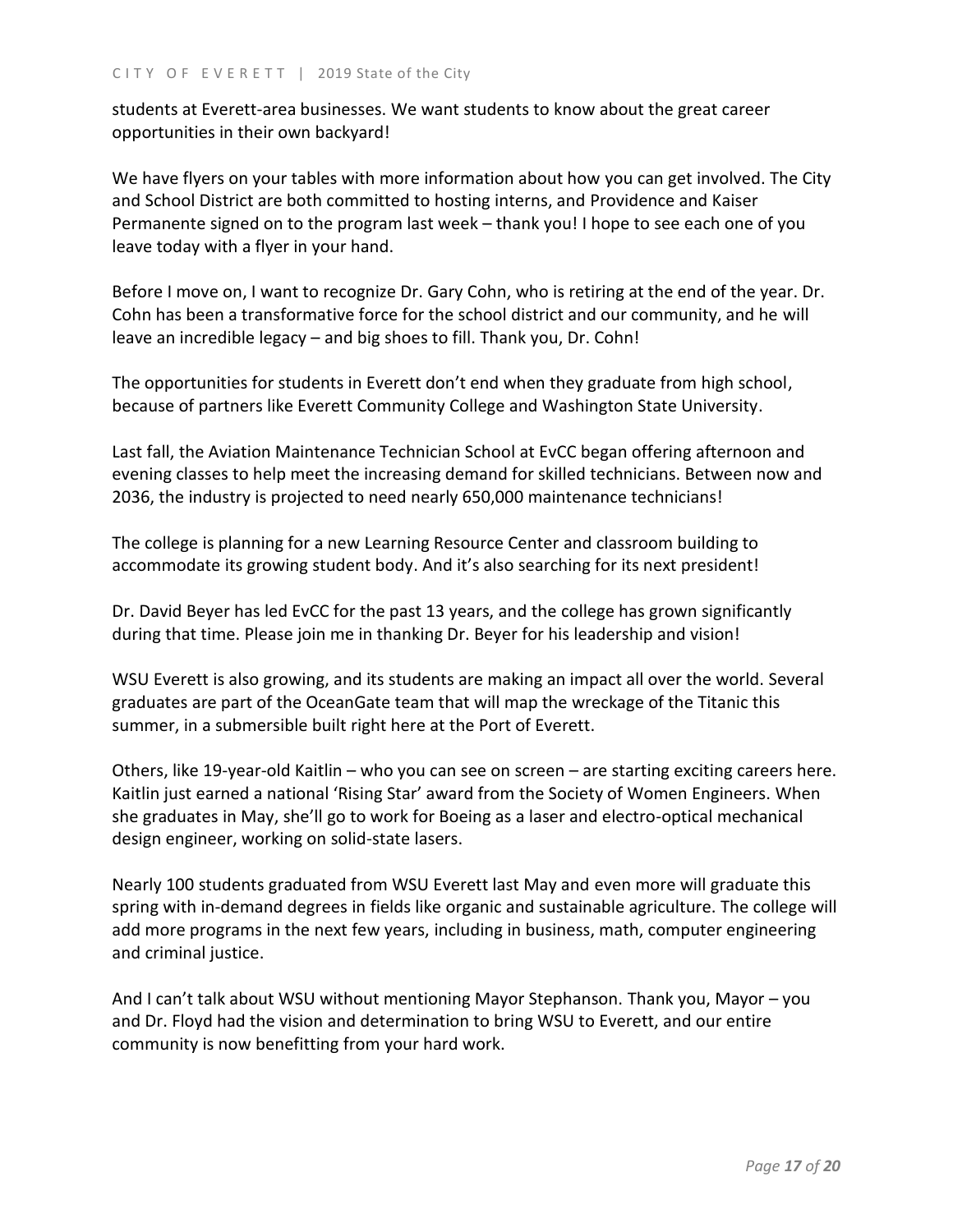students at Everett-area businesses. We want students to know about the great career opportunities in their own backyard!

We have flyers on your tables with more information about how you can get involved. The City and School District are both committed to hosting interns, and Providence and Kaiser Permanente signed on to the program last week – thank you! I hope to see each one of you leave today with a flyer in your hand.

Before I move on, I want to recognize Dr. Gary Cohn, who is retiring at the end of the year. Dr. Cohn has been a transformative force for the school district and our community, and he will leave an incredible legacy – and big shoes to fill. Thank you, Dr. Cohn!

The opportunities for students in Everett don't end when they graduate from high school, because of partners like Everett Community College and Washington State University.

Last fall, the Aviation Maintenance Technician School at EvCC began offering afternoon and evening classes to help meet the increasing demand for skilled technicians. Between now and 2036, the industry is projected to need nearly 650,000 maintenance technicians!

The college is planning for a new Learning Resource Center and classroom building to accommodate its growing student body. And it's also searching for its next president!

Dr. David Beyer has led EvCC for the past 13 years, and the college has grown significantly during that time. Please join me in thanking Dr. Beyer for his leadership and vision!

WSU Everett is also growing, and its students are making an impact all over the world. Several graduates are part of the OceanGate team that will map the wreckage of the Titanic this summer, in a submersible built right here at the Port of Everett.

Others, like 19-year-old Kaitlin – who you can see on screen – are starting exciting careers here. Kaitlin just earned a national 'Rising Star' award from the Society of Women Engineers. When she graduates in May, she'll go to work for Boeing as a laser and electro-optical mechanical design engineer, working on solid-state lasers.

Nearly 100 students graduated from WSU Everett last May and even more will graduate this spring with in-demand degrees in fields like organic and sustainable agriculture. The college will add more programs in the next few years, including in business, math, computer engineering and criminal justice.

And I can't talk about WSU without mentioning Mayor Stephanson. Thank you, Mayor – you and Dr. Floyd had the vision and determination to bring WSU to Everett, and our entire community is now benefitting from your hard work.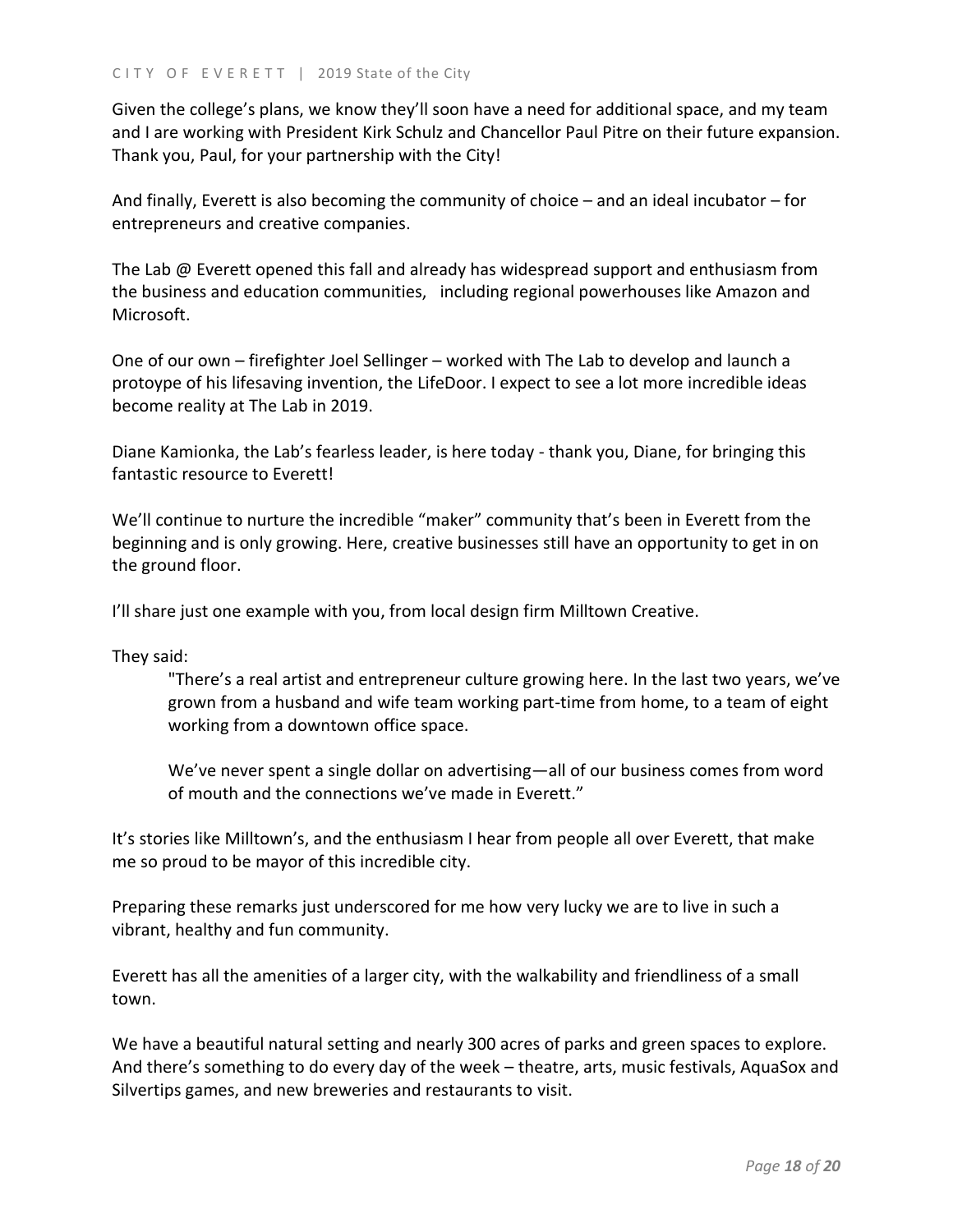Given the college's plans, we know they'll soon have a need for additional space, and my team and I are working with President Kirk Schulz and Chancellor Paul Pitre on their future expansion. Thank you, Paul, for your partnership with the City!

And finally, Everett is also becoming the community of choice – and an ideal incubator – for entrepreneurs and creative companies.

The Lab @ Everett opened this fall and already has widespread support and enthusiasm from the business and education communities, including regional powerhouses like Amazon and Microsoft.

One of our own – firefighter Joel Sellinger – worked with The Lab to develop and launch a protoype of his lifesaving invention, the LifeDoor. I expect to see a lot more incredible ideas become reality at The Lab in 2019.

Diane Kamionka, the Lab's fearless leader, is here today - thank you, Diane, for bringing this fantastic resource to Everett!

We'll continue to nurture the incredible "maker" community that's been in Everett from the beginning and is only growing. Here, creative businesses still have an opportunity to get in on the ground floor.

I'll share just one example with you, from local design firm Milltown Creative.

They said:

> "There's a real artist and entrepreneur culture growing here. In the last two years, we've grown from a husband and wife team working part-time from home, to a team of eight working from a downtown office space.
>
> We've never spent a single dollar on advertising—all of our business comes from word of mouth and the connections we've made in Everett."

It's stories like Milltown's, and the enthusiasm I hear from people all over Everett, that make me so proud to be mayor of this incredible city.

Preparing these remarks just underscored for me how very lucky we are to live in such a vibrant, healthy and fun community.

Everett has all the amenities of a larger city, with the walkability and friendliness of a small town.

We have a beautiful natural setting and nearly 300 acres of parks and green spaces to explore. And there's something to do every day of the week – theatre, arts, music festivals, AquaSox and Silvertips games, and new breweries and restaurants to visit.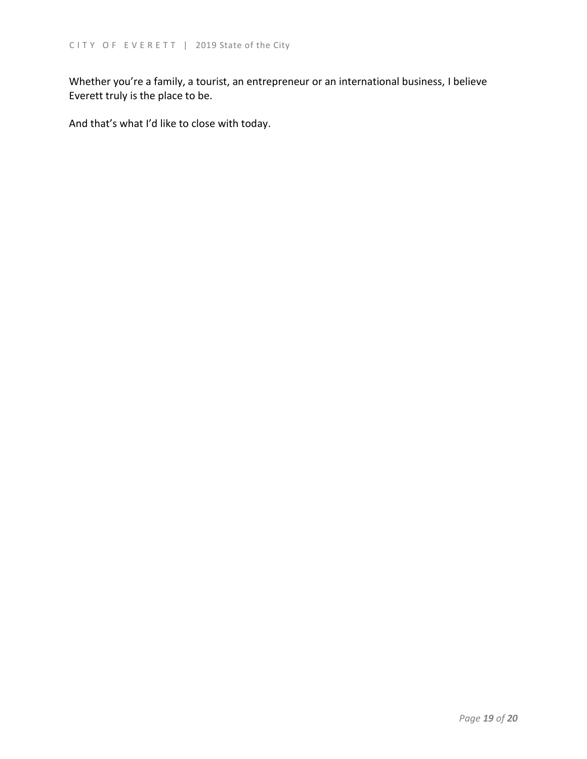Whether you're a family, a tourist, an entrepreneur or an international business, I believe Everett truly is the place to be.

And that's what I'd like to close with today.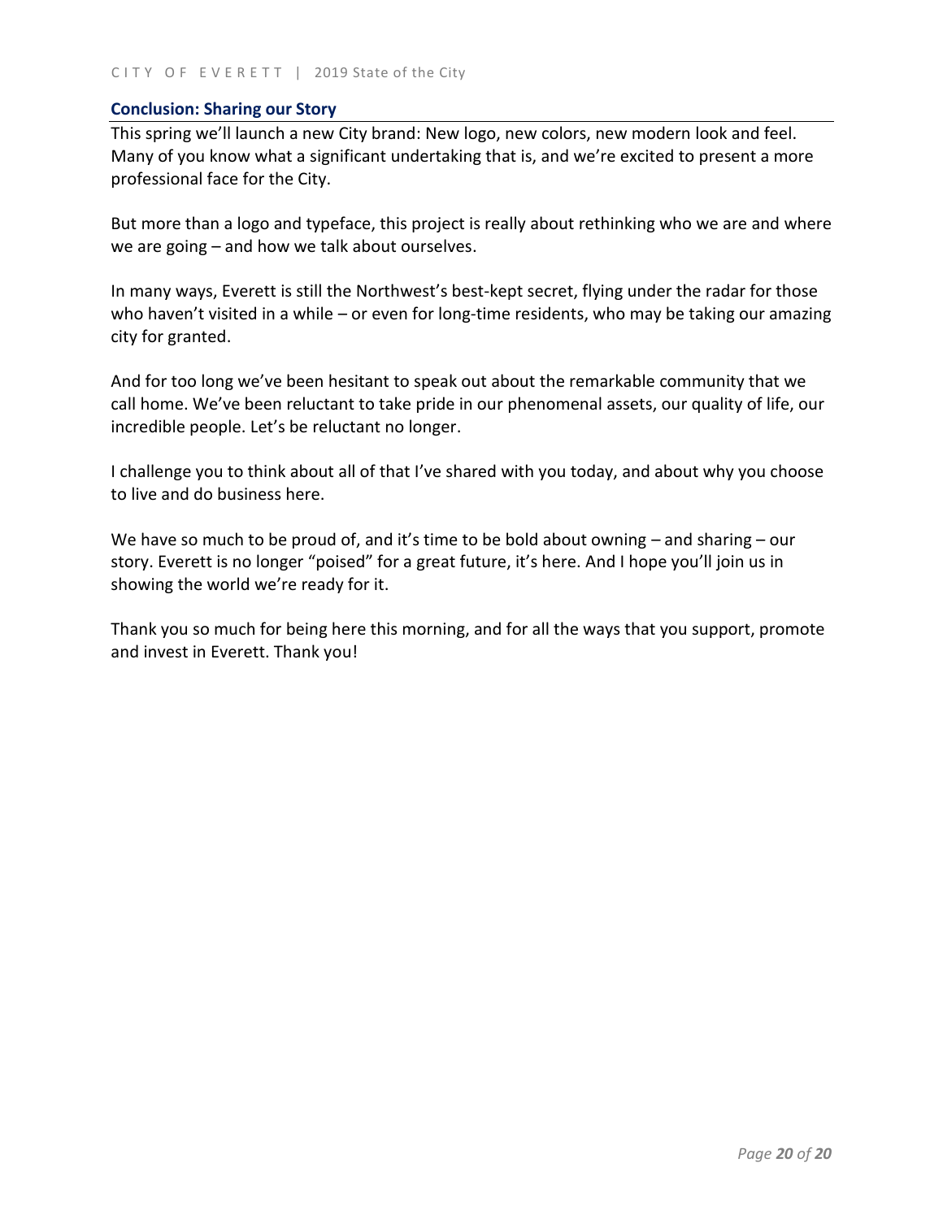## Conclusion: Sharing our Story

This spring we'll launch a new City brand: New logo, new colors, new modern look and feel. Many of you know what a significant undertaking that is, and we're excited to present a more professional face for the City.

But more than a logo and typeface, this project is really about rethinking who we are and where we are going – and how we talk about ourselves.

In many ways, Everett is still the Northwest's best-kept secret, flying under the radar for those who haven't visited in a while – or even for long-time residents, who may be taking our amazing city for granted.

And for too long we've been hesitant to speak out about the remarkable community that we call home. We've been reluctant to take pride in our phenomenal assets, our quality of life, our incredible people. Let's be reluctant no longer.

I challenge you to think about all of that I've shared with you today, and about why you choose to live and do business here.

We have so much to be proud of, and it's time to be bold about owning – and sharing – our story. Everett is no longer "poised" for a great future, it's here. And I hope you'll join us in showing the world we're ready for it.

Thank you so much for being here this morning, and for all the ways that you support, promote and invest in Everett. Thank you!